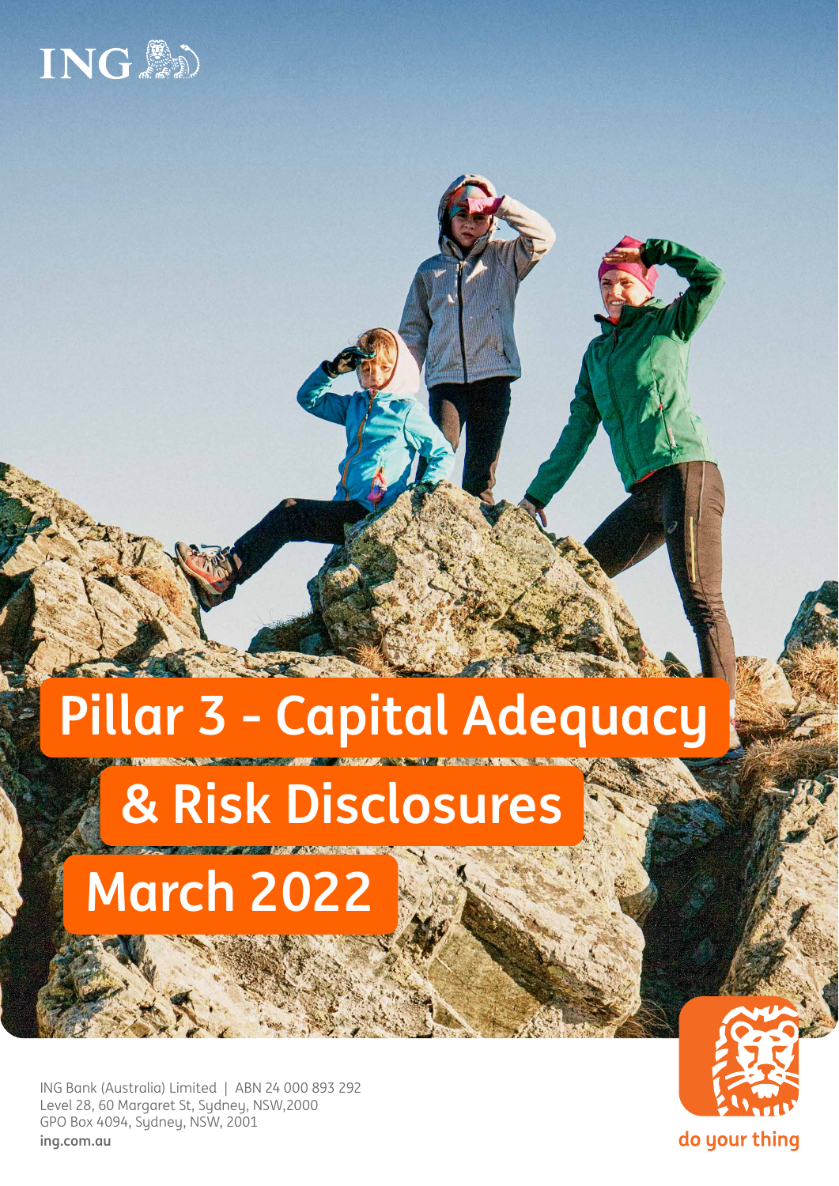ING

# Pillar 3 - Capital Adequacy & Risk Disclosures March 2022

ING Bank (Australia) Limited | ABN 24 000 893 292
Level 28, 60 Margaret St, Sydney, NSW,2000
GPO Box 4094, Sydney, NSW, 2001
**ing.com.au**

do your thing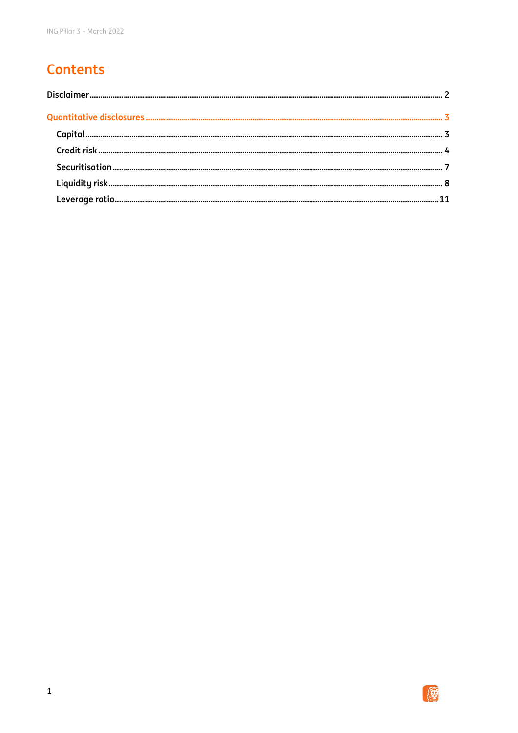# Contents

Disclaimer ........ 2

Quantitative disclosures ........ 3

- Capital ........ 3
- Credit risk ........ 4
- Securitisation ........ 7
- Liquidity risk ........ 8
- Leverage ratio ........ 11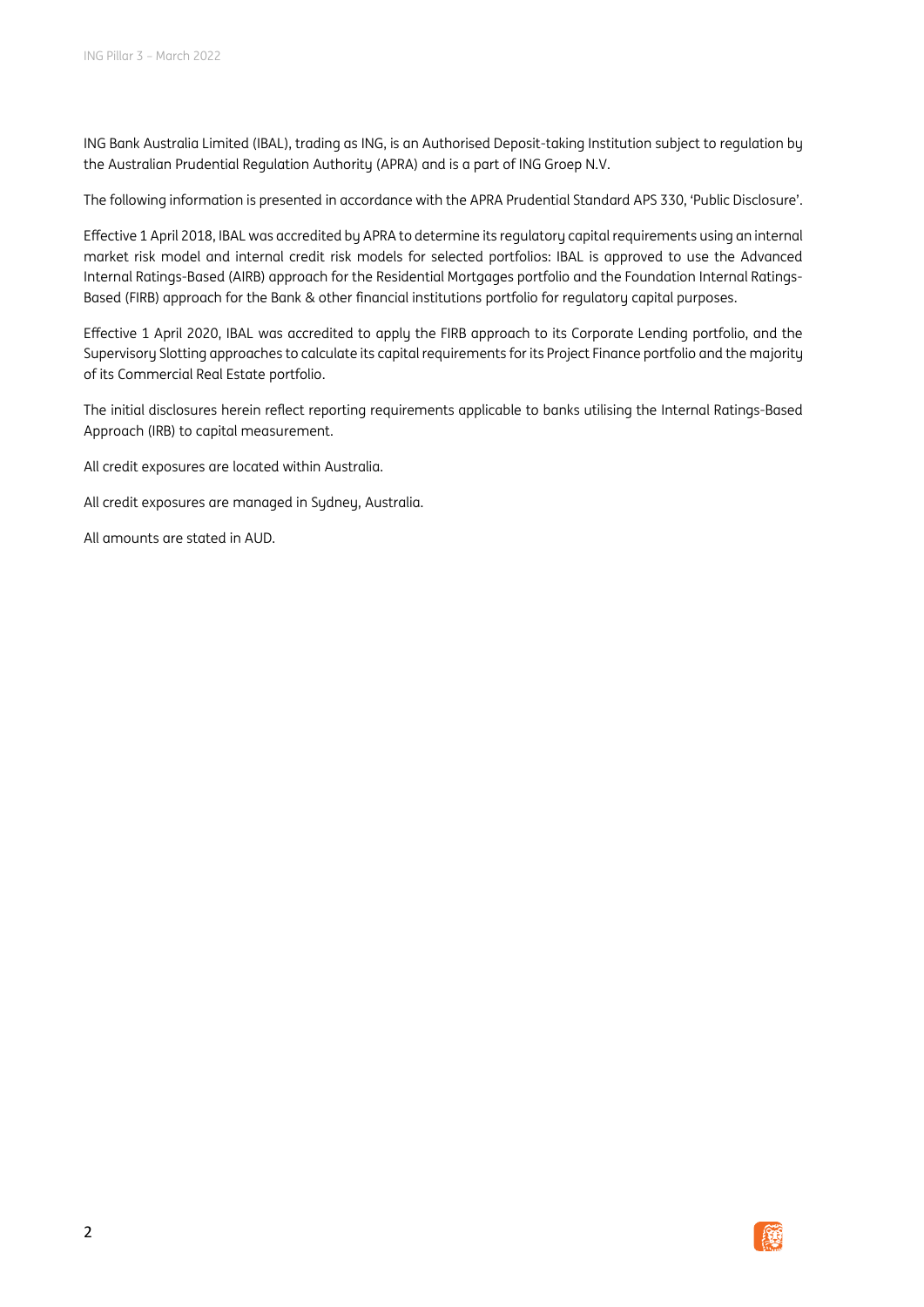ING Bank Australia Limited (IBAL), trading as ING, is an Authorised Deposit-taking Institution subject to regulation by the Australian Prudential Regulation Authority (APRA) and is a part of ING Groep N.V.

The following information is presented in accordance with the APRA Prudential Standard APS 330, 'Public Disclosure'.

Effective 1 April 2018, IBAL was accredited by APRA to determine its regulatory capital requirements using an internal market risk model and internal credit risk models for selected portfolios: IBAL is approved to use the Advanced Internal Ratings-Based (AIRB) approach for the Residential Mortgages portfolio and the Foundation Internal Ratings-Based (FIRB) approach for the Bank & other financial institutions portfolio for regulatory capital purposes.

Effective 1 April 2020, IBAL was accredited to apply the FIRB approach to its Corporate Lending portfolio, and the Supervisory Slotting approaches to calculate its capital requirements for its Project Finance portfolio and the majority of its Commercial Real Estate portfolio.

The initial disclosures herein reflect reporting requirements applicable to banks utilising the Internal Ratings-Based Approach (IRB) to capital measurement.

All credit exposures are located within Australia.

All credit exposures are managed in Sydney, Australia.

All amounts are stated in AUD.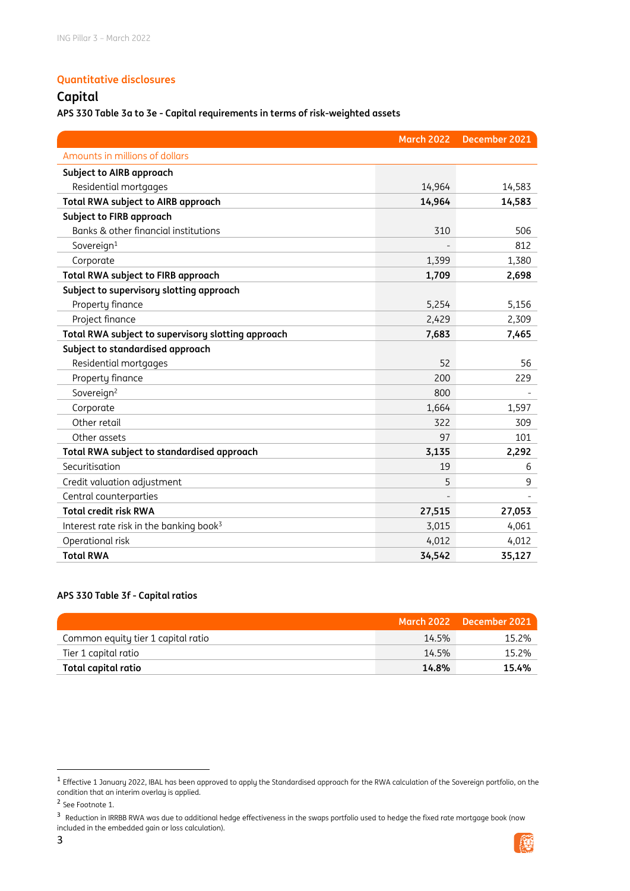## Quantitative disclosures

# Capital

### APS 330 Table 3a to 3e - Capital requirements in terms of risk-weighted assets

| Amounts in millions of dollars | March 2022 | December 2021 |
|---|---|---|
| **Subject to AIRB approach** | | |
| Residential mortgages | 14,964 | 14,583 |
| **Total RWA subject to AIRB approach** | **14,964** | **14,583** |
| **Subject to FIRB approach** | | |
| Banks & other financial institutions | 310 | 506 |
| Sovereign[1] | - | 812 |
| Corporate | 1,399 | 1,380 |
| **Total RWA subject to FIRB approach** | **1,709** | **2,698** |
| **Subject to supervisory slotting approach** | | |
| Property finance | 5,254 | 5,156 |
| Project finance | 2,429 | 2,309 |
| **Total RWA subject to supervisory slotting approach** | **7,683** | **7,465** |
| **Subject to standardised approach** | | |
| Residential mortgages | 52 | 56 |
| Property finance | 200 | 229 |
| Sovereign[2] | 800 | - |
| Corporate | 1,664 | 1,597 |
| Other retail | 322 | 309 |
| Other assets | 97 | 101 |
| **Total RWA subject to standardised approach** | **3,135** | **2,292** |
| Securitisation | 19 | 6 |
| Credit valuation adjustment | 5 | 9 |
| Central counterparties | - | - |
| **Total credit risk RWA** | **27,515** | **27,053** |
| Interest rate risk in the banking book[3] | 3,015 | 4,061 |
| Operational risk | 4,012 | 4,012 |
| **Total RWA** | **34,542** | **35,127** |

### APS 330 Table 3f - Capital ratios

| | March 2022 | December 2021 |
|---|---|---|
| Common equity tier 1 capital ratio | 14.5% | 15.2% |
| Tier 1 capital ratio | 14.5% | 15.2% |
| **Total capital ratio** | **14.8%** | **15.4%** |

[1] Effective 1 January 2022, IBAL has been approved to apply the Standardised approach for the RWA calculation of the Sovereign portfolio, on the condition that an interim overlay is applied.

[2] See Footnote 1.

[3] Reduction in IRRBB RWA was due to additional hedge effectiveness in the swaps portfolio used to hedge the fixed rate mortgage book (now included in the embedded gain or loss calculation).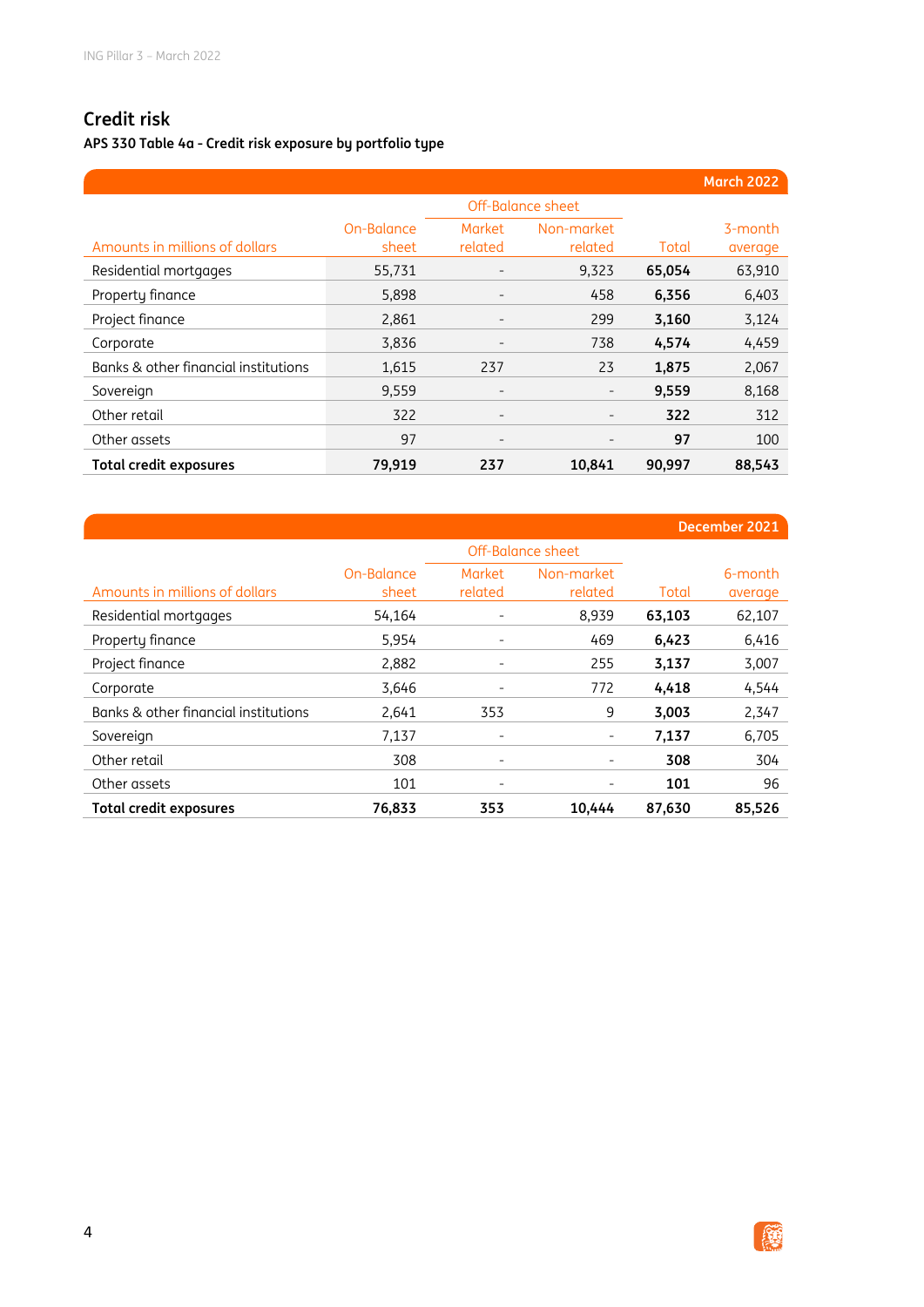## Credit risk

### APS 330 Table 4a - Credit risk exposure by portfolio type

| March 2022 | | | | | |
|---|---|---|---|---|---|
| | | Off-Balance sheet | | | |
| Amounts in millions of dollars | On-Balance sheet | Market related | Non-market related | Total | 3-month average |
| Residential mortgages | 55,731 | - | 9,323 | **65,054** | 63,910 |
| Property finance | 5,898 | - | 458 | **6,356** | 6,403 |
| Project finance | 2,861 | - | 299 | **3,160** | 3,124 |
| Corporate | 3,836 | - | 738 | **4,574** | 4,459 |
| Banks & other financial institutions | 1,615 | 237 | 23 | **1,875** | 2,067 |
| Sovereign | 9,559 | - | - | **9,559** | 8,168 |
| Other retail | 322 | - | - | **322** | 312 |
| Other assets | 97 | - | - | **97** | 100 |
| **Total credit exposures** | **79,919** | **237** | **10,841** | **90,997** | **88,543** |

| December 2021 | | | | | |
|---|---|---|---|---|---|
| | | Off-Balance sheet | | | |
| Amounts in millions of dollars | On-Balance sheet | Market related | Non-market related | Total | 6-month average |
| Residential mortgages | 54,164 | - | 8,939 | **63,103** | 62,107 |
| Property finance | 5,954 | - | 469 | **6,423** | 6,416 |
| Project finance | 2,882 | - | 255 | **3,137** | 3,007 |
| Corporate | 3,646 | - | 772 | **4,418** | 4,544 |
| Banks & other financial institutions | 2,641 | 353 | 9 | **3,003** | 2,347 |
| Sovereign | 7,137 | - | - | **7,137** | 6,705 |
| Other retail | 308 | - | - | **308** | 304 |
| Other assets | 101 | - | - | **101** | 96 |
| **Total credit exposures** | **76,833** | **353** | **10,444** | **87,630** | **85,526** |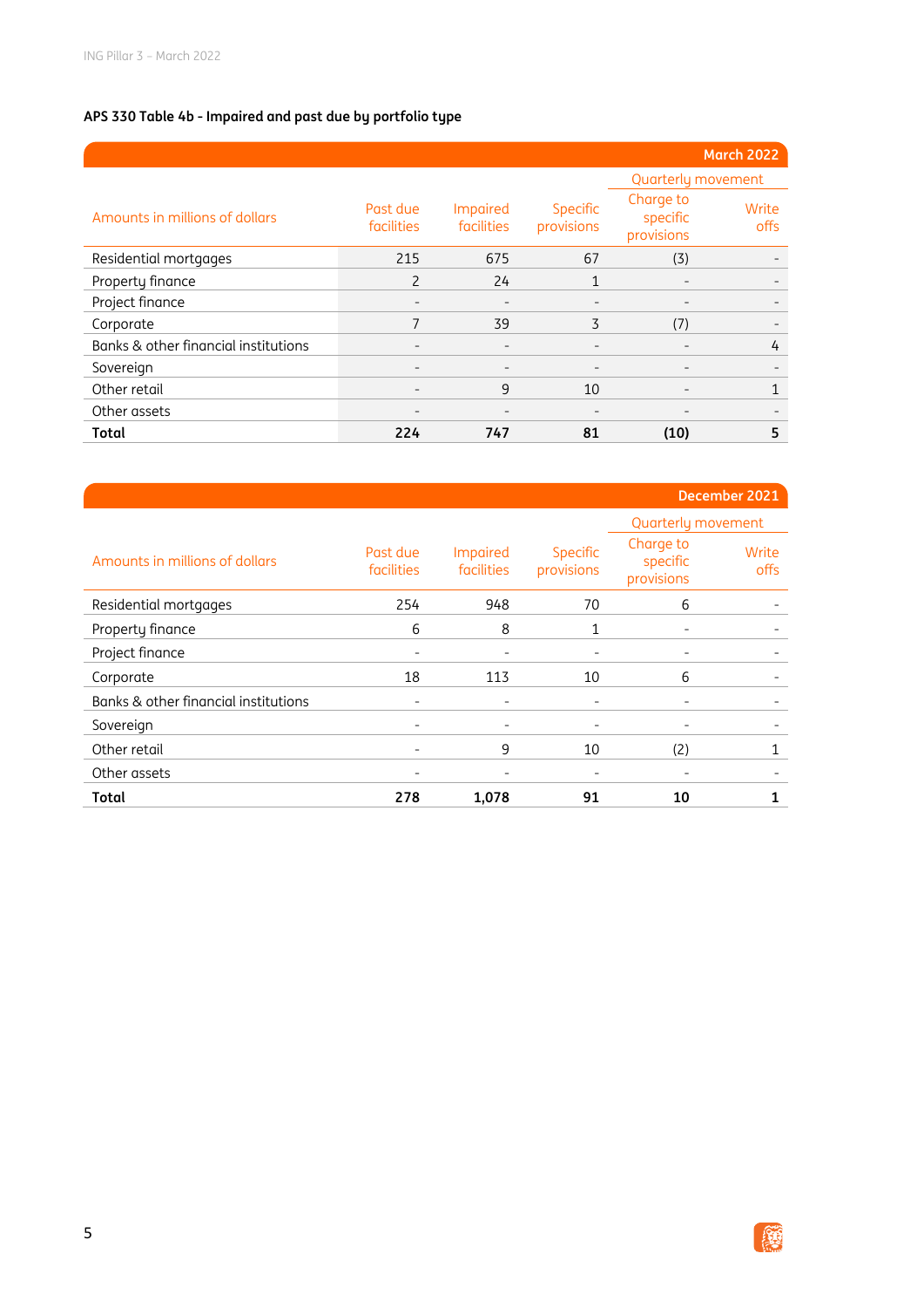### APS 330 Table 4b - Impaired and past due by portfolio type

| Amounts in millions of dollars | Past due facilities | Impaired facilities | Specific provisions | Quarterly movement | |
|---|---|---|---|---|---|
| March 2022 | | | | Charge to specific provisions | Write offs |
| Residential mortgages | 215 | 675 | 67 | (3) | - |
| Property finance | 2 | 24 | 1 | - | - |
| Project finance | - | - | - | - | - |
| Corporate | 7 | 39 | 3 | (7) | - |
| Banks & other financial institutions | - | - | - | - | 4 |
| Sovereign | - | - | - | - | - |
| Other retail | - | 9 | 10 | - | 1 |
| Other assets | - | - | - | - | - |
| **Total** | **224** | **747** | **81** | **(10)** | **5** |

| Amounts in millions of dollars | Past due facilities | Impaired facilities | Specific provisions | Quarterly movement | |
|---|---|---|---|---|---|
| December 2021 | | | | Charge to specific provisions | Write offs |
| Residential mortgages | 254 | 948 | 70 | 6 | - |
| Property finance | 6 | 8 | 1 | - | - |
| Project finance | - | - | - | - | - |
| Corporate | 18 | 113 | 10 | 6 | - |
| Banks & other financial institutions | - | - | - | - | - |
| Sovereign | - | - | - | - | - |
| Other retail | - | 9 | 10 | (2) | 1 |
| Other assets | - | - | - | - | - |
| **Total** | **278** | **1,078** | **91** | **10** | **1** |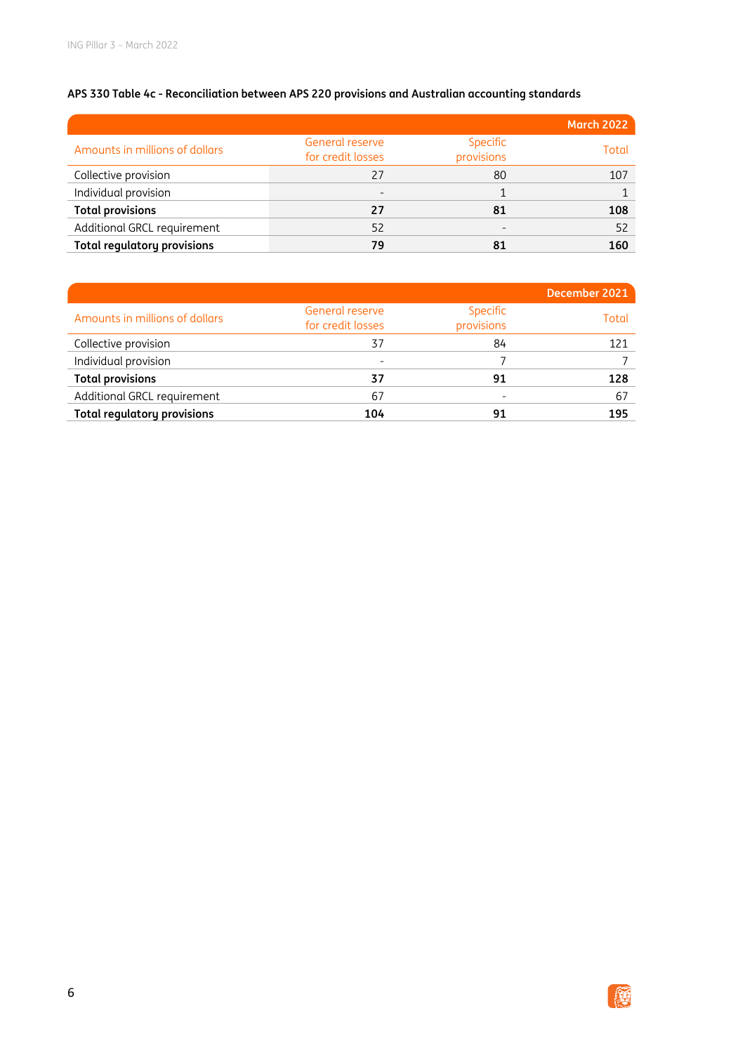### APS 330 Table 4c - Reconciliation between APS 220 provisions and Australian accounting standards

| | | | March 2022 |
|---|---|---|---|
| Amounts in millions of dollars | General reserve for credit losses | Specific provisions | Total |
| Collective provision | 27 | 80 | 107 |
| Individual provision | - | 1 | 1 |
| **Total provisions** | **27** | **81** | **108** |
| Additional GRCL requirement | 52 | - | 52 |
| **Total regulatory provisions** | **79** | **81** | **160** |

| | | | December 2021 |
|---|---|---|---|
| Amounts in millions of dollars | General reserve for credit losses | Specific provisions | Total |
| Collective provision | 37 | 84 | 121 |
| Individual provision | - | 7 | 7 |
| **Total provisions** | **37** | **91** | **128** |
| Additional GRCL requirement | 67 | - | 67 |
| **Total regulatory provisions** | **104** | **91** | **195** |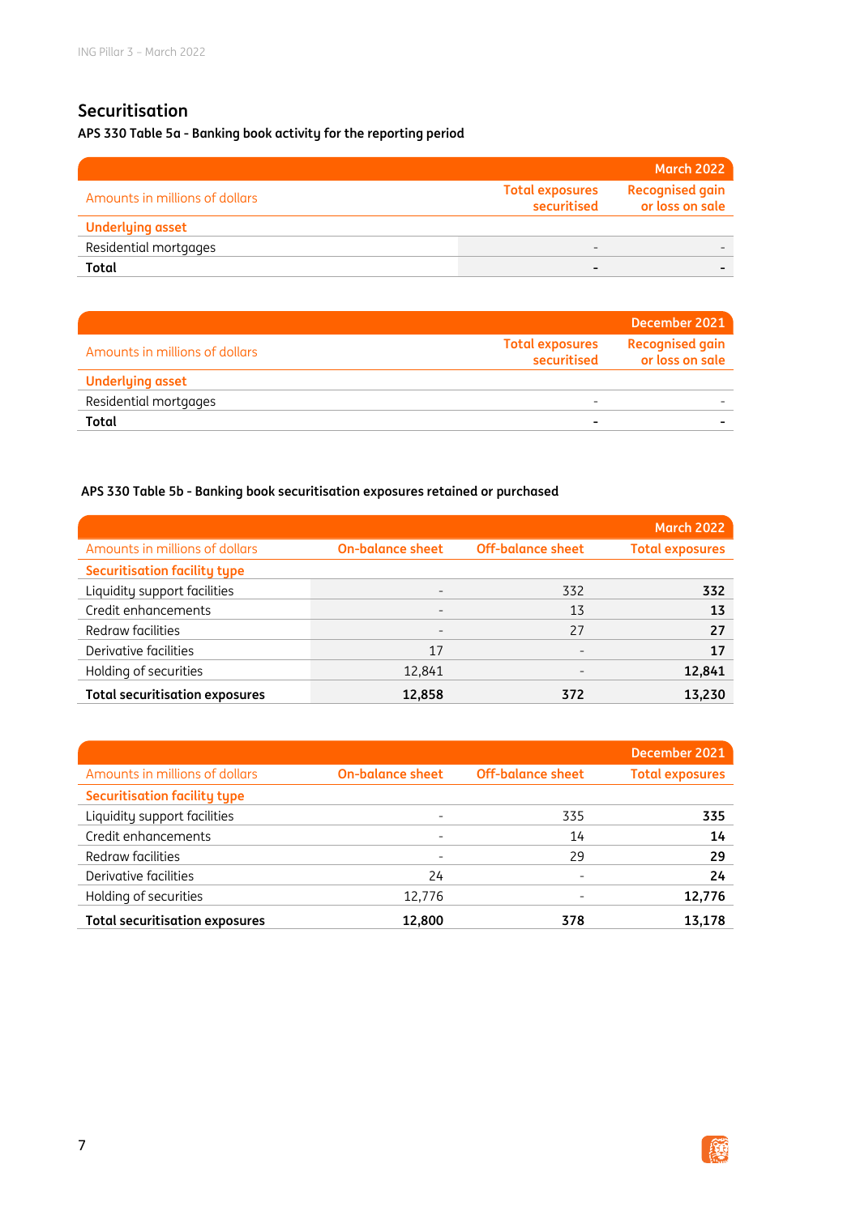## Securitisation

### APS 330 Table 5a - Banking book activity for the reporting period

| | March 2022 | |
|---|---|---|
| Amounts in millions of dollars | Total exposures securitised | Recognised gain or loss on sale |
| **Underlying asset** | | |
| Residential mortgages | - | - |
| **Total** | **-** | **-** |

| | December 2021 | |
|---|---|---|
| Amounts in millions of dollars | Total exposures securitised | Recognised gain or loss on sale |
| **Underlying asset** | | |
| Residential mortgages | - | - |
| **Total** | **-** | **-** |

### APS 330 Table 5b - Banking book securitisation exposures retained or purchased

| | | | March 2022 |
|---|---|---|---|
| Amounts in millions of dollars | On-balance sheet | Off-balance sheet | Total exposures |
| **Securitisation facility type** | | | |
| Liquidity support facilities | - | 332 | **332** |
| Credit enhancements | - | 13 | **13** |
| Redraw facilities | - | 27 | **27** |
| Derivative facilities | 17 | - | **17** |
| Holding of securities | 12,841 | - | **12,841** |
| **Total securitisation exposures** | **12,858** | **372** | **13,230** |

| | | | December 2021 |
|---|---|---|---|
| Amounts in millions of dollars | On-balance sheet | Off-balance sheet | Total exposures |
| **Securitisation facility type** | | | |
| Liquidity support facilities | - | 335 | **335** |
| Credit enhancements | - | 14 | **14** |
| Redraw facilities | - | 29 | **29** |
| Derivative facilities | 24 | - | **24** |
| Holding of securities | 12,776 | - | **12,776** |
| **Total securitisation exposures** | **12,800** | **378** | **13,178** |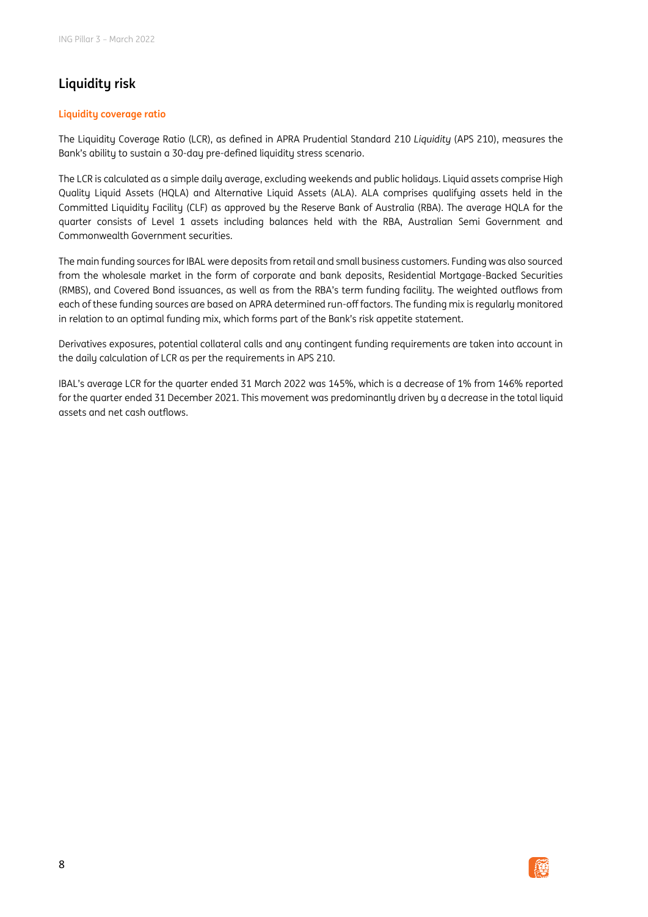# Liquidity risk

## Liquidity coverage ratio

The Liquidity Coverage Ratio (LCR), as defined in APRA Prudential Standard 210 *Liquidity* (APS 210), measures the Bank's ability to sustain a 30-day pre-defined liquidity stress scenario.

The LCR is calculated as a simple daily average, excluding weekends and public holidays. Liquid assets comprise High Quality Liquid Assets (HQLA) and Alternative Liquid Assets (ALA). ALA comprises qualifying assets held in the Committed Liquidity Facility (CLF) as approved by the Reserve Bank of Australia (RBA). The average HQLA for the quarter consists of Level 1 assets including balances held with the RBA, Australian Semi Government and Commonwealth Government securities.

The main funding sources for IBAL were deposits from retail and small business customers. Funding was also sourced from the wholesale market in the form of corporate and bank deposits, Residential Mortgage-Backed Securities (RMBS), and Covered Bond issuances, as well as from the RBA's term funding facility. The weighted outflows from each of these funding sources are based on APRA determined run-off factors. The funding mix is regularly monitored in relation to an optimal funding mix, which forms part of the Bank's risk appetite statement.

Derivatives exposures, potential collateral calls and any contingent funding requirements are taken into account in the daily calculation of LCR as per the requirements in APS 210.

IBAL's average LCR for the quarter ended 31 March 2022 was 145%, which is a decrease of 1% from 146% reported for the quarter ended 31 December 2021. This movement was predominantly driven by a decrease in the total liquid assets and net cash outflows.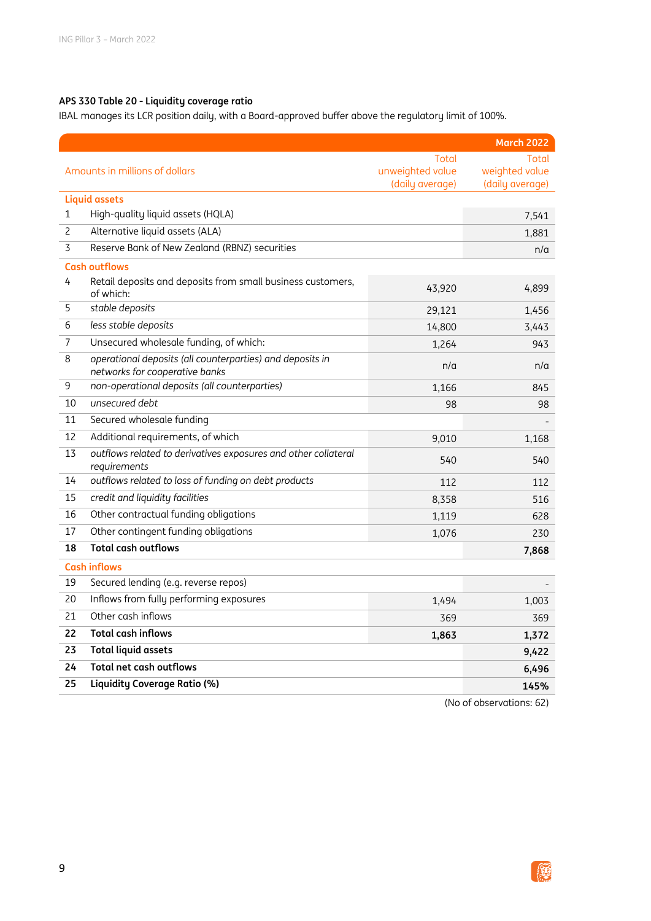### APS 330 Table 20 - Liquidity coverage ratio

IBAL manages its LCR position daily, with a Board-approved buffer above the regulatory limit of 100%.

| | | March 2022 | |
|---|---|---|---|
| | Amounts in millions of dollars | Total unweighted value (daily average) | Total weighted value (daily average) |
| | **Liquid assets** | | |
| 1 | High-quality liquid assets (HQLA) | | 7,541 |
| 2 | Alternative liquid assets (ALA) | | 1,881 |
| 3 | Reserve Bank of New Zealand (RBNZ) securities | | n/a |
| | **Cash outflows** | | |
| 4 | Retail deposits and deposits from small business customers, of which: | 43,920 | 4,899 |
| 5 | *stable deposits* | 29,121 | 1,456 |
| 6 | *less stable deposits* | 14,800 | 3,443 |
| 7 | Unsecured wholesale funding, of which: | 1,264 | 943 |
| 8 | *operational deposits (all counterparties) and deposits in networks for cooperative banks* | n/a | n/a |
| 9 | *non-operational deposits (all counterparties)* | 1,166 | 845 |
| 10 | *unsecured debt* | 98 | 98 |
| 11 | Secured wholesale funding | | - |
| 12 | Additional requirements, of which | 9,010 | 1,168 |
| 13 | *outflows related to derivatives exposures and other collateral requirements* | 540 | 540 |
| 14 | *outflows related to loss of funding on debt products* | 112 | 112 |
| 15 | *credit and liquidity facilities* | 8,358 | 516 |
| 16 | Other contractual funding obligations | 1,119 | 628 |
| 17 | Other contingent funding obligations | 1,076 | 230 |
| **18** | **Total cash outflows** | | **7,868** |
| | **Cash inflows** | | |
| 19 | Secured lending (e.g. reverse repos) | | - |
| 20 | Inflows from fully performing exposures | 1,494 | 1,003 |
| 21 | Other cash inflows | 369 | 369 |
| **22** | **Total cash inflows** | **1,863** | **1,372** |
| **23** | **Total liquid assets** | | **9,422** |
| **24** | **Total net cash outflows** | | **6,496** |
| **25** | **Liquidity Coverage Ratio (%)** | | **145%** |

(No of observations: 62)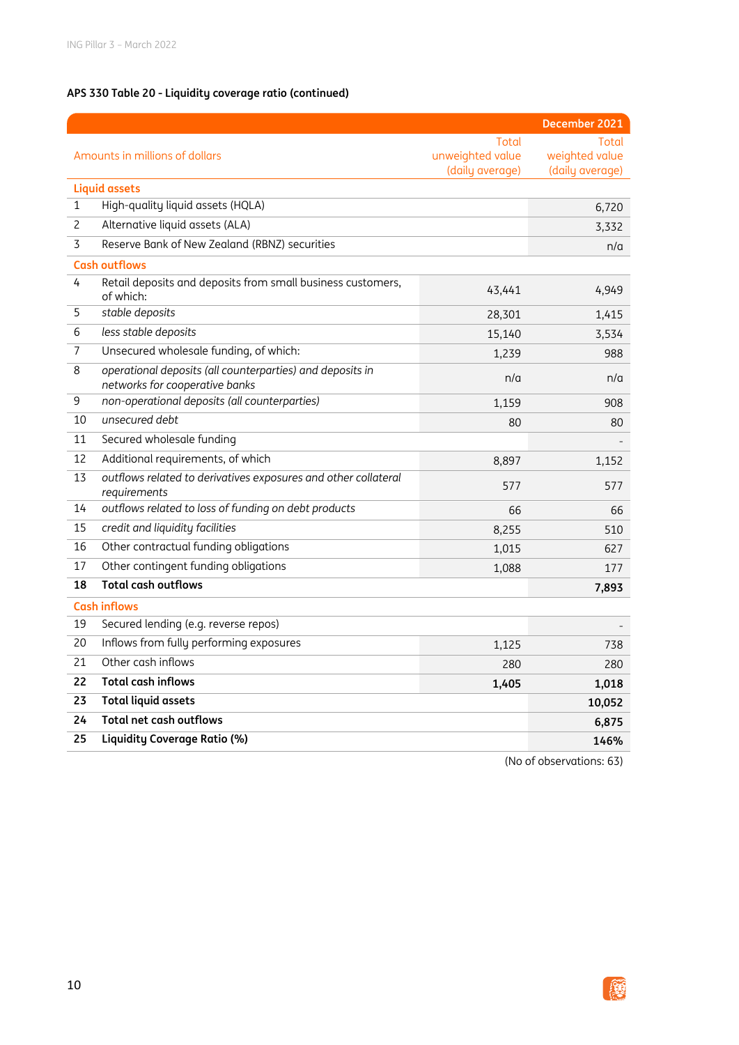**APS 330 Table 20 - Liquidity coverage ratio (continued)**

| | Amounts in millions of dollars | December 2021 | |
|---|---|---|---|
| | | Total unweighted value (daily average) | Total weighted value (daily average) |
| **Liquid assets** | | | |
| 1 | High-quality liquid assets (HQLA) | | 6,720 |
| 2 | Alternative liquid assets (ALA) | | 3,332 |
| 3 | Reserve Bank of New Zealand (RBNZ) securities | | n/a |
| **Cash outflows** | | | |
| 4 | Retail deposits and deposits from small business customers, of which: | 43,441 | 4,949 |
| 5 | *stable deposits* | 28,301 | 1,415 |
| 6 | *less stable deposits* | 15,140 | 3,534 |
| 7 | Unsecured wholesale funding, of which: | 1,239 | 988 |
| 8 | *operational deposits (all counterparties) and deposits in networks for cooperative banks* | n/a | n/a |
| 9 | *non-operational deposits (all counterparties)* | 1,159 | 908 |
| 10 | *unsecured debt* | 80 | 80 |
| 11 | Secured wholesale funding | | - |
| 12 | Additional requirements, of which | 8,897 | 1,152 |
| 13 | *outflows related to derivatives exposures and other collateral requirements* | 577 | 577 |
| 14 | *outflows related to loss of funding on debt products* | 66 | 66 |
| 15 | *credit and liquidity facilities* | 8,255 | 510 |
| 16 | Other contractual funding obligations | 1,015 | 627 |
| 17 | Other contingent funding obligations | 1,088 | 177 |
| **18** | **Total cash outflows** | | **7,893** |
| **Cash inflows** | | | |
| 19 | Secured lending (e.g. reverse repos) | | - |
| 20 | Inflows from fully performing exposures | 1,125 | 738 |
| 21 | Other cash inflows | 280 | 280 |
| **22** | **Total cash inflows** | **1,405** | **1,018** |
| **23** | **Total liquid assets** | | **10,052** |
| **24** | **Total net cash outflows** | | **6,875** |
| **25** | **Liquidity Coverage Ratio (%)** | | **146%** |

(No of observations: 63)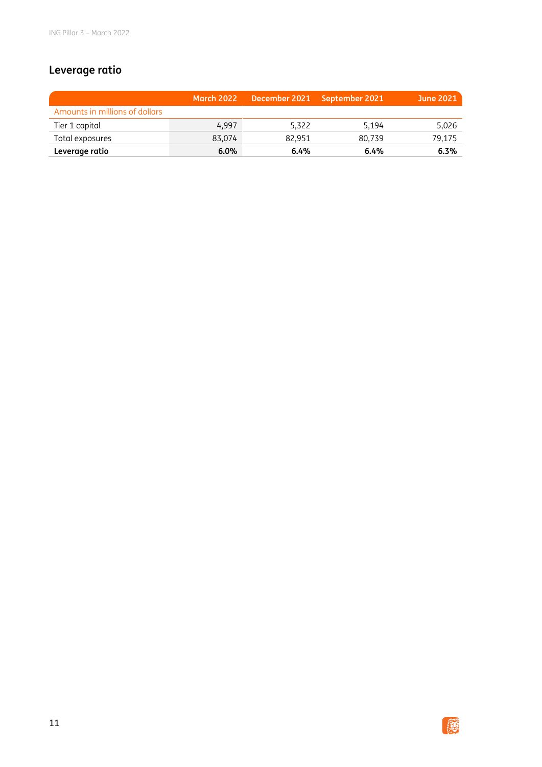## Leverage ratio

| | March 2022 | December 2021 | September 2021 | June 2021 |
|---|---|---|---|---|
| Amounts in millions of dollars | | | | |
| Tier 1 capital | 4,997 | 5,322 | 5,194 | 5,026 |
| Total exposures | 83,074 | 82,951 | 80,739 | 79,175 |
| **Leverage ratio** | **6.0%** | **6.4%** | **6.4%** | **6.3%** |